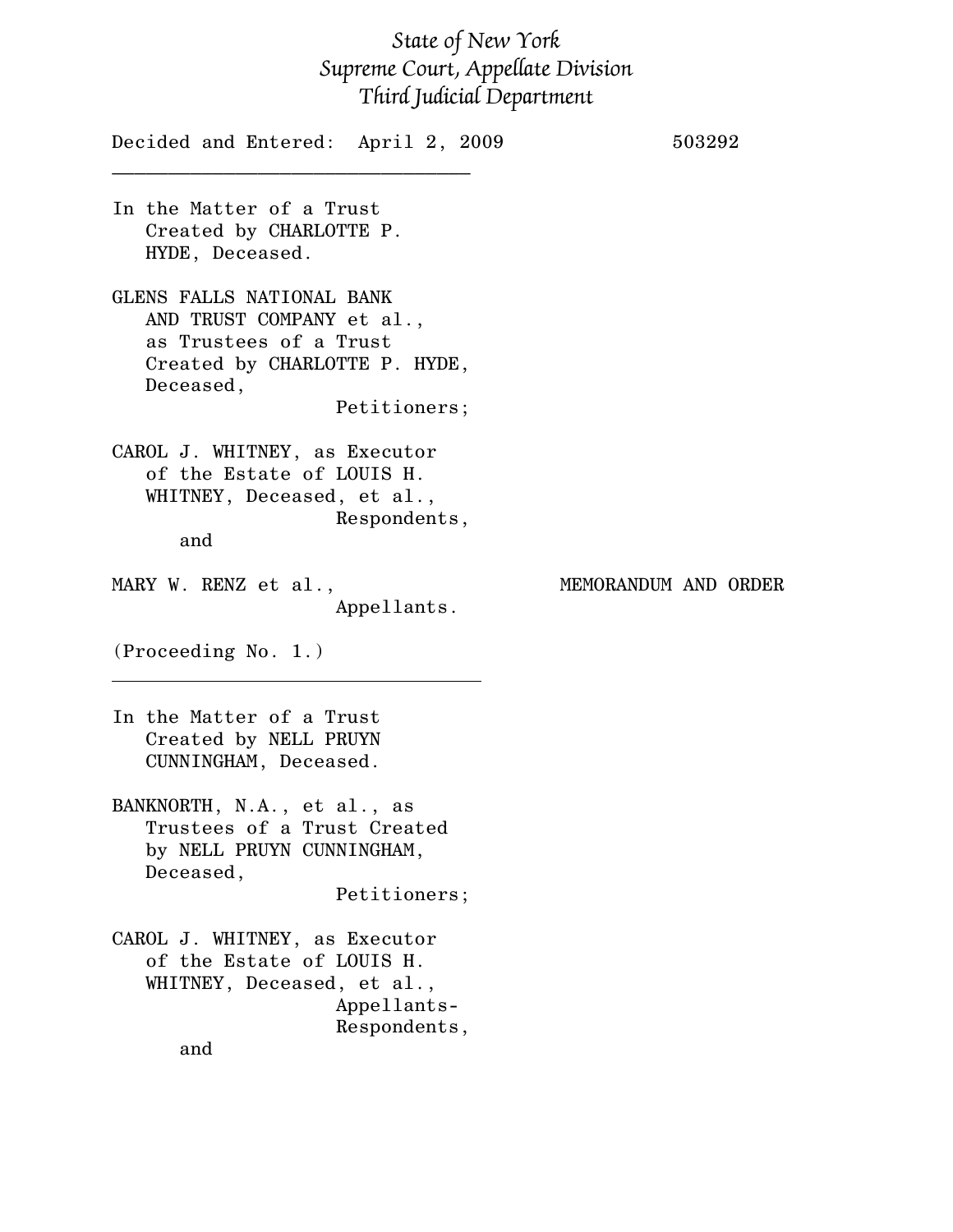*State of New York*
*Supreme Court, Appellate Division*
*Third Judicial Department*

Decided and Entered: April 2, 2009 503292

---

In the Matter of a Trust Created by CHARLOTTE P. HYDE, Deceased.

GLENS FALLS NATIONAL BANK AND TRUST COMPANY et al., as Trustees of a Trust Created by CHARLOTTE P. HYDE, Deceased,
Petitioners;

CAROL J. WHITNEY, as Executor of the Estate of LOUIS H. WHITNEY, Deceased, et al.,
Respondents,

and

MARY W. RENZ et al.,
Appellants.

MEMORANDUM AND ORDER

(Proceeding No. 1.)

---

In the Matter of a Trust Created by NELL PRUYN CUNNINGHAM, Deceased.

BANKNORTH, N.A., et al., as Trustees of a Trust Created by NELL PRUYN CUNNINGHAM, Deceased,
Petitioners;

CAROL J. WHITNEY, as Executor of the Estate of LOUIS H. WHITNEY, Deceased, et al.,
Appellants-Respondents,

and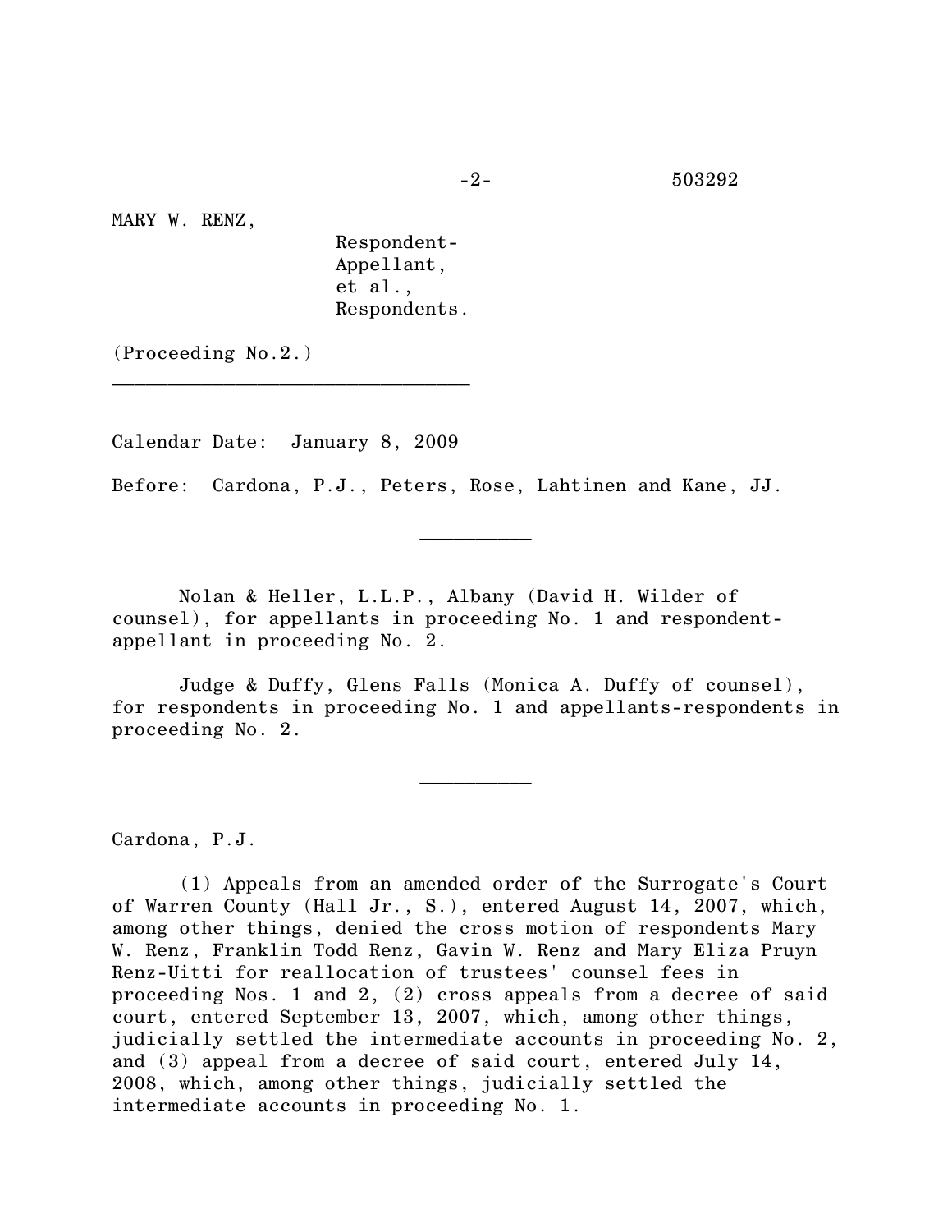MARY W. RENZ,

Respondent-
Appellant,
et al.,
Respondents.

(Proceeding No.2.)

---

Calendar Date: January 8, 2009

Before: Cardona, P.J., Peters, Rose, Lahtinen and Kane, JJ.

---

Nolan & Heller, L.L.P., Albany (David H. Wilder of counsel), for appellants in proceeding No. 1 and respondent-appellant in proceeding No. 2.

Judge & Duffy, Glens Falls (Monica A. Duffy of counsel), for respondents in proceeding No. 1 and appellants-respondents in proceeding No. 2.

---

Cardona, P.J.

(1) Appeals from an amended order of the Surrogate's Court of Warren County (Hall Jr., S.), entered August 14, 2007, which, among other things, denied the cross motion of respondents Mary W. Renz, Franklin Todd Renz, Gavin W. Renz and Mary Eliza Pruyn Renz-Uitti for reallocation of trustees' counsel fees in proceeding Nos. 1 and 2, (2) cross appeals from a decree of said court, entered September 13, 2007, which, among other things, judicially settled the intermediate accounts in proceeding No. 2, and (3) appeal from a decree of said court, entered July 14, 2008, which, among other things, judicially settled the intermediate accounts in proceeding No. 1.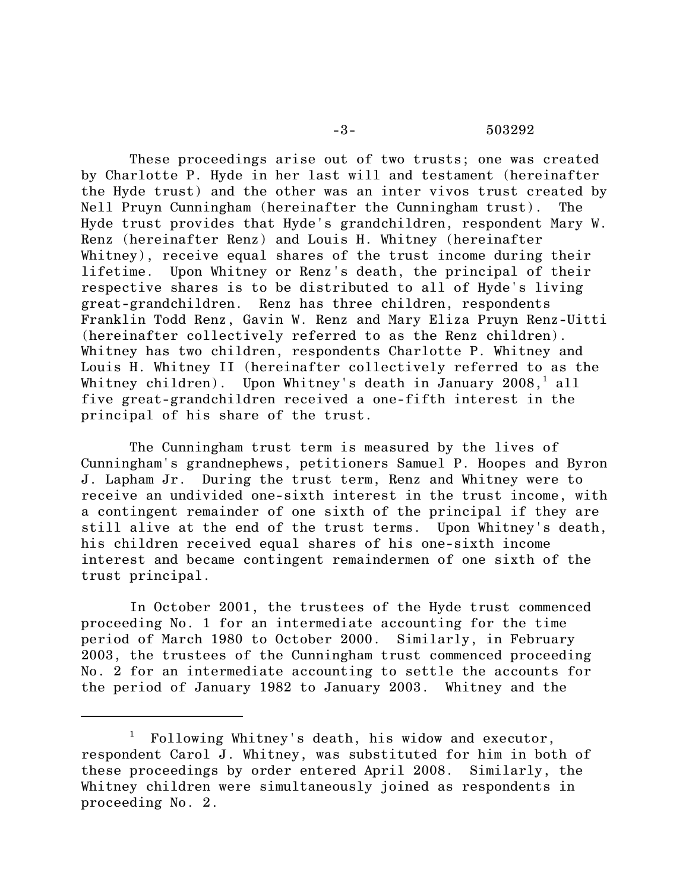These proceedings arise out of two trusts; one was created by Charlotte P. Hyde in her last will and testament (hereinafter the Hyde trust) and the other was an inter vivos trust created by Nell Pruyn Cunningham (hereinafter the Cunningham trust). The Hyde trust provides that Hyde's grandchildren, respondent Mary W. Renz (hereinafter Renz) and Louis H. Whitney (hereinafter Whitney), receive equal shares of the trust income during their lifetime. Upon Whitney or Renz's death, the principal of their respective shares is to be distributed to all of Hyde's living great-grandchildren. Renz has three children, respondents Franklin Todd Renz, Gavin W. Renz and Mary Eliza Pruyn Renz-Uitti (hereinafter collectively referred to as the Renz children). Whitney has two children, respondents Charlotte P. Whitney and Louis H. Whitney II (hereinafter collectively referred to as the Whitney children). Upon Whitney's death in January 2008,[1] all five great-grandchildren received a one-fifth interest in the principal of his share of the trust.

The Cunningham trust term is measured by the lives of Cunningham's grandnephews, petitioners Samuel P. Hoopes and Byron J. Lapham Jr. During the trust term, Renz and Whitney were to receive an undivided one-sixth interest in the trust income, with a contingent remainder of one sixth of the principal if they are still alive at the end of the trust terms. Upon Whitney's death, his children received equal shares of his one-sixth income interest and became contingent remaindermen of one sixth of the trust principal.

In October 2001, the trustees of the Hyde trust commenced proceeding No. 1 for an intermediate accounting for the time period of March 1980 to October 2000. Similarly, in February 2003, the trustees of the Cunningham trust commenced proceeding No. 2 for an intermediate accounting to settle the accounts for the period of January 1982 to January 2003. Whitney and the

---

[1] Following Whitney's death, his widow and executor, respondent Carol J. Whitney, was substituted for him in both of these proceedings by order entered April 2008. Similarly, the Whitney children were simultaneously joined as respondents in proceeding No. 2.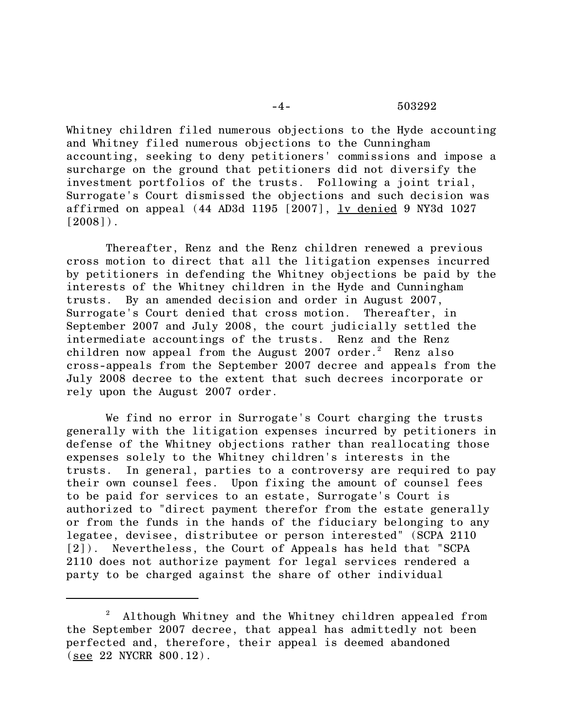Whitney children filed numerous objections to the Hyde accounting and Whitney filed numerous objections to the Cunningham accounting, seeking to deny petitioners' commissions and impose a surcharge on the ground that petitioners did not diversify the investment portfolios of the trusts. Following a joint trial, Surrogate's Court dismissed the objections and such decision was affirmed on appeal (44 AD3d 1195 [2007], lv denied 9 NY3d 1027 [2008]).

Thereafter, Renz and the Renz children renewed a previous cross motion to direct that all the litigation expenses incurred by petitioners in defending the Whitney objections be paid by the interests of the Whitney children in the Hyde and Cunningham trusts. By an amended decision and order in August 2007, Surrogate's Court denied that cross motion. Thereafter, in September 2007 and July 2008, the court judicially settled the intermediate accountings of the trusts. Renz and the Renz children now appeal from the August 2007 order.[2] Renz also cross-appeals from the September 2007 decree and appeals from the July 2008 decree to the extent that such decrees incorporate or rely upon the August 2007 order.

We find no error in Surrogate's Court charging the trusts generally with the litigation expenses incurred by petitioners in defense of the Whitney objections rather than reallocating those expenses solely to the Whitney children's interests in the trusts. In general, parties to a controversy are required to pay their own counsel fees. Upon fixing the amount of counsel fees to be paid for services to an estate, Surrogate's Court is authorized to "direct payment therefor from the estate generally or from the funds in the hands of the fiduciary belonging to any legatee, devisee, distributee or person interested" (SCPA 2110 [2]). Nevertheless, the Court of Appeals has held that "SCPA 2110 does not authorize payment for legal services rendered a party to be charged against the share of other individual

---

[2] Although Whitney and the Whitney children appealed from the September 2007 decree, that appeal has admittedly not been perfected and, therefore, their appeal is deemed abandoned (see 22 NYCRR 800.12).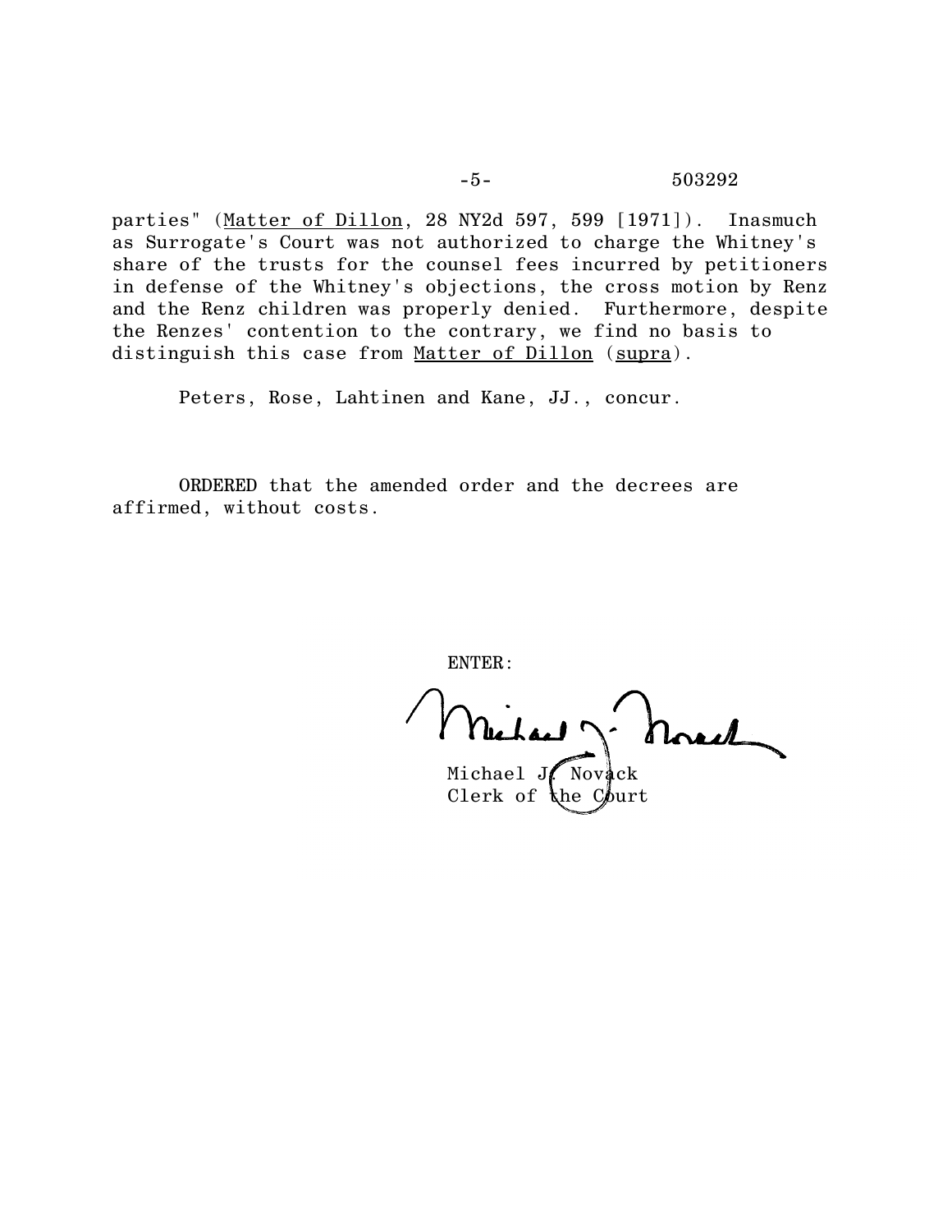parties" (Matter of Dillon, 28 NY2d 597, 599 [1971]). Inasmuch as Surrogate's Court was not authorized to charge the Whitney's share of the trusts for the counsel fees incurred by petitioners in defense of the Whitney's objections, the cross motion by Renz and the Renz children was properly denied. Furthermore, despite the Renzes' contention to the contrary, we find no basis to distinguish this case from Matter of Dillon (supra).

Peters, Rose, Lahtinen and Kane, JJ., concur.

ORDERED that the amended order and the decrees are affirmed, without costs.

ENTER:

Michael J. Novack
Clerk of the Court